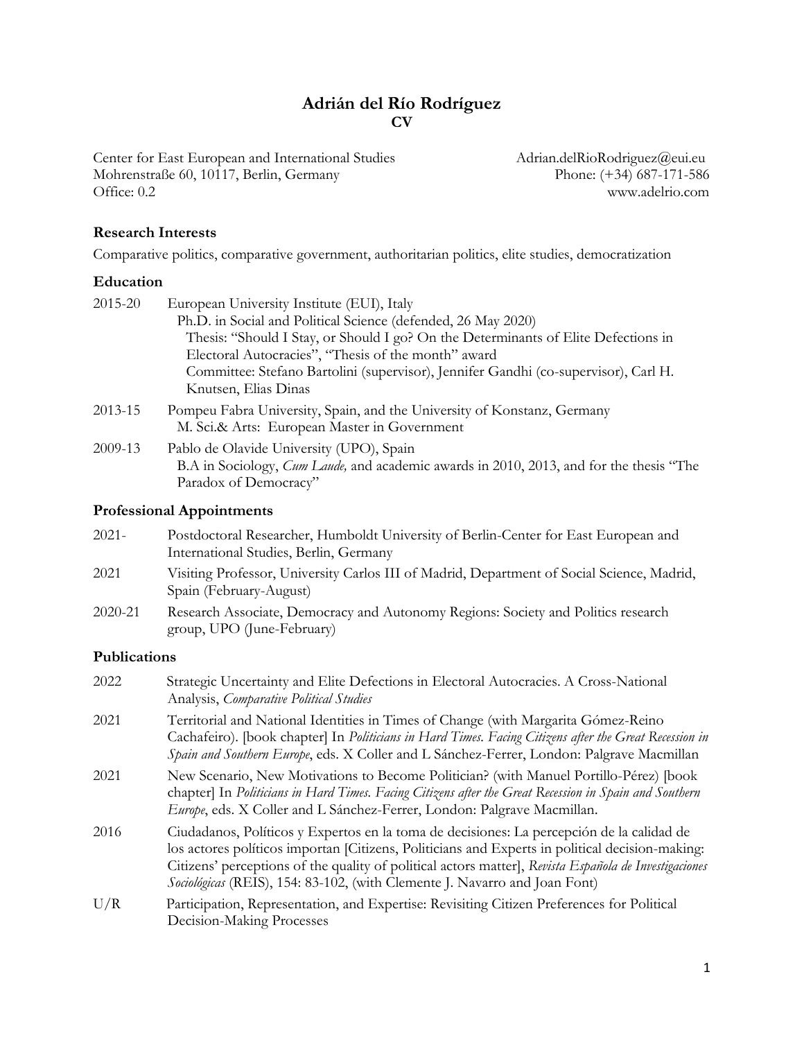# Adrián del Río Rodríguez
## CV

Center for East European and International Studies
Mohrenstraße 60, 10117, Berlin, Germany
Office: 0.2

Adrian.delRioRodriguez@eui.eu
Phone: (+34) 687-171-586
www.adelrio.com

### Research Interests

Comparative politics, comparative government, authoritarian politics, elite studies, democratization

### Education

2015-20 European University Institute (EUI), Italy
Ph.D. in Social and Political Science (defended, 26 May 2020)
Thesis: "Should I Stay, or Should I go? On the Determinants of Elite Defections in Electoral Autocracies", "Thesis of the month" award
Committee: Stefano Bartolini (supervisor), Jennifer Gandhi (co-supervisor), Carl H. Knutsen, Elias Dinas

2013-15 Pompeu Fabra University, Spain, and the University of Konstanz, Germany
M. Sci.& Arts: European Master in Government

2009-13 Pablo de Olavide University (UPO), Spain
B.A in Sociology, *Cum Laude,* and academic awards in 2010, 2013, and for the thesis "The Paradox of Democracy"

### Professional Appointments

2021- Postdoctoral Researcher, Humboldt University of Berlin-Center for East European and International Studies, Berlin, Germany

2021 Visiting Professor, University Carlos III of Madrid, Department of Social Science, Madrid, Spain (February-August)

2020-21 Research Associate, Democracy and Autonomy Regions: Society and Politics research group, UPO (June-February)

### Publications

2022 Strategic Uncertainty and Elite Defections in Electoral Autocracies. A Cross-National Analysis, *Comparative Political Studies*

2021 Territorial and National Identities in Times of Change (with Margarita Gómez-Reino Cachafeiro). [book chapter] In *Politicians in Hard Times. Facing Citizens after the Great Recession in Spain and Southern Europe*, eds. X Coller and L Sánchez-Ferrer, London: Palgrave Macmillan

2021 New Scenario, New Motivations to Become Politician? (with Manuel Portillo-Pérez) [book chapter] In *Politicians in Hard Times. Facing Citizens after the Great Recession in Spain and Southern Europe*, eds. X Coller and L Sánchez-Ferrer, London: Palgrave Macmillan.

2016 Ciudadanos, Políticos y Expertos en la toma de decisiones: La percepción de la calidad de los actores políticos importan [Citizens, Politicians and Experts in political decision-making: Citizens' perceptions of the quality of political actors matter], *Revista Española de Investigaciones Sociológicas* (REIS), 154: 83-102, (with Clemente J. Navarro and Joan Font)

U/R Participation, Representation, and Expertise: Revisiting Citizen Preferences for Political Decision-Making Processes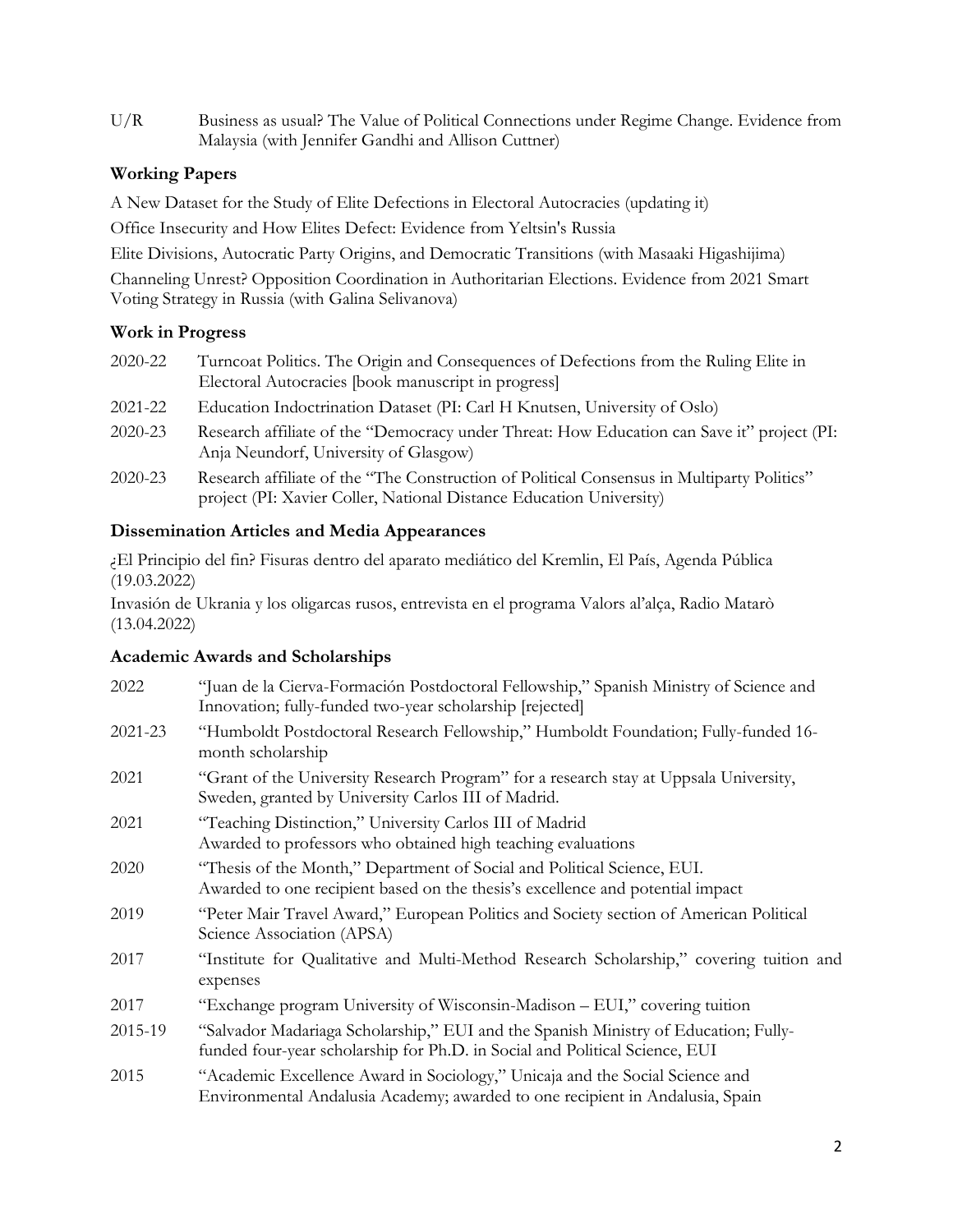U/R Business as usual? The Value of Political Connections under Regime Change. Evidence from Malaysia (with Jennifer Gandhi and Allison Cuttner)

### Working Papers

A New Dataset for the Study of Elite Defections in Electoral Autocracies (updating it)

Office Insecurity and How Elites Defect: Evidence from Yeltsin's Russia

Elite Divisions, Autocratic Party Origins, and Democratic Transitions (with Masaaki Higashijima)

Channeling Unrest? Opposition Coordination in Authoritarian Elections. Evidence from 2021 Smart Voting Strategy in Russia (with Galina Selivanova)

### Work in Progress

2020-22 Turncoat Politics. The Origin and Consequences of Defections from the Ruling Elite in Electoral Autocracies [book manuscript in progress]

2021-22 Education Indoctrination Dataset (PI: Carl H Knutsen, University of Oslo)

2020-23 Research affiliate of the "Democracy under Threat: How Education can Save it" project (PI: Anja Neundorf, University of Glasgow)

2020-23 Research affiliate of the "The Construction of Political Consensus in Multiparty Politics" project (PI: Xavier Coller, National Distance Education University)

### Dissemination Articles and Media Appearances

¿El Principio del fin? Fisuras dentro del aparato mediático del Kremlin, El País, Agenda Pública (19.03.2022)

Invasión de Ukrania y los oligarcas rusos, entrevista en el programa Valors al'alça, Radio Matarò (13.04.2022)

### Academic Awards and Scholarships

2022 "Juan de la Cierva-Formación Postdoctoral Fellowship," Spanish Ministry of Science and Innovation; fully-funded two-year scholarship [rejected]

2021-23 "Humboldt Postdoctoral Research Fellowship," Humboldt Foundation; Fully-funded 16-month scholarship

2021 "Grant of the University Research Program" for a research stay at Uppsala University, Sweden, granted by University Carlos III of Madrid.

2021 "Teaching Distinction," University Carlos III of Madrid
Awarded to professors who obtained high teaching evaluations

2020 "Thesis of the Month," Department of Social and Political Science, EUI.
Awarded to one recipient based on the thesis's excellence and potential impact

2019 "Peter Mair Travel Award," European Politics and Society section of American Political Science Association (APSA)

2017 "Institute for Qualitative and Multi-Method Research Scholarship," covering tuition and expenses

2017 "Exchange program University of Wisconsin-Madison – EUI," covering tuition

2015-19 "Salvador Madariaga Scholarship," EUI and the Spanish Ministry of Education; Fully-funded four-year scholarship for Ph.D. in Social and Political Science, EUI

2015 "Academic Excellence Award in Sociology," Unicaja and the Social Science and Environmental Andalusia Academy; awarded to one recipient in Andalusia, Spain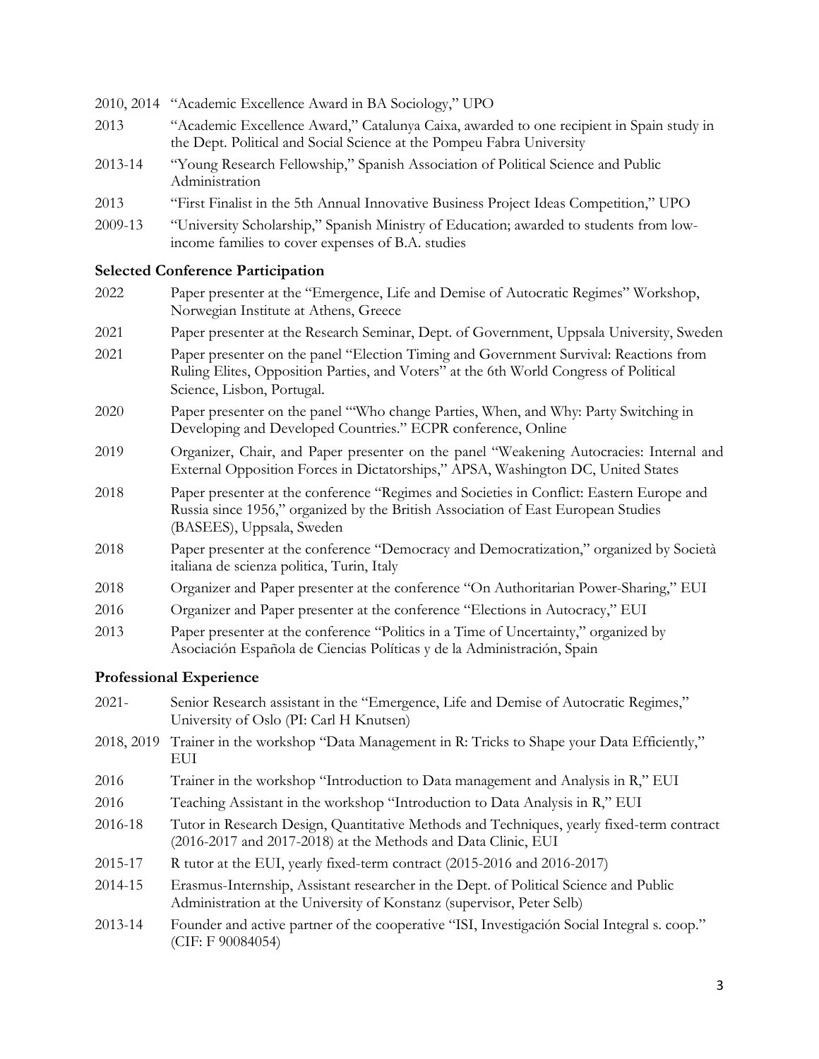2010, 2014 "Academic Excellence Award in BA Sociology," UPO

2013 "Academic Excellence Award," Catalunya Caixa, awarded to one recipient in Spain study in the Dept. Political and Social Science at the Pompeu Fabra University

2013-14 "Young Research Fellowship," Spanish Association of Political Science and Public Administration

2013 "First Finalist in the 5th Annual Innovative Business Project Ideas Competition," UPO

2009-13 "University Scholarship," Spanish Ministry of Education; awarded to students from low-income families to cover expenses of B.A. studies

### Selected Conference Participation

2022 Paper presenter at the "Emergence, Life and Demise of Autocratic Regimes" Workshop, Norwegian Institute at Athens, Greece

2021 Paper presenter at the Research Seminar, Dept. of Government, Uppsala University, Sweden

2021 Paper presenter on the panel "Election Timing and Government Survival: Reactions from Ruling Elites, Opposition Parties, and Voters" at the 6th World Congress of Political Science, Lisbon, Portugal.

2020 Paper presenter on the panel "'Who change Parties, When, and Why: Party Switching in Developing and Developed Countries." ECPR conference, Online

2019 Organizer, Chair, and Paper presenter on the panel "Weakening Autocracies: Internal and External Opposition Forces in Dictatorships," APSA, Washington DC, United States

2018 Paper presenter at the conference "Regimes and Societies in Conflict: Eastern Europe and Russia since 1956," organized by the British Association of East European Studies (BASEES), Uppsala, Sweden

2018 Paper presenter at the conference "Democracy and Democratization," organized by Società italiana de scienza politica, Turin, Italy

2018 Organizer and Paper presenter at the conference "On Authoritarian Power-Sharing," EUI

2016 Organizer and Paper presenter at the conference "Elections in Autocracy," EUI

2013 Paper presenter at the conference "Politics in a Time of Uncertainty," organized by Asociación Española de Ciencias Políticas y de la Administración, Spain

### Professional Experience

2021- Senior Research assistant in the "Emergence, Life and Demise of Autocratic Regimes," University of Oslo (PI: Carl H Knutsen)

2018, 2019 Trainer in the workshop "Data Management in R: Tricks to Shape your Data Efficiently," EUI

2016 Trainer in the workshop "Introduction to Data management and Analysis in R," EUI

2016 Teaching Assistant in the workshop "Introduction to Data Analysis in R," EUI

2016-18 Tutor in Research Design, Quantitative Methods and Techniques, yearly fixed-term contract (2016-2017 and 2017-2018) at the Methods and Data Clinic, EUI

2015-17 R tutor at the EUI, yearly fixed-term contract (2015-2016 and 2016-2017)

2014-15 Erasmus-Internship, Assistant researcher in the Dept. of Political Science and Public Administration at the University of Konstanz (supervisor, Peter Selb)

2013-14 Founder and active partner of the cooperative "ISI, Investigación Social Integral s. coop." (CIF: F 90084054)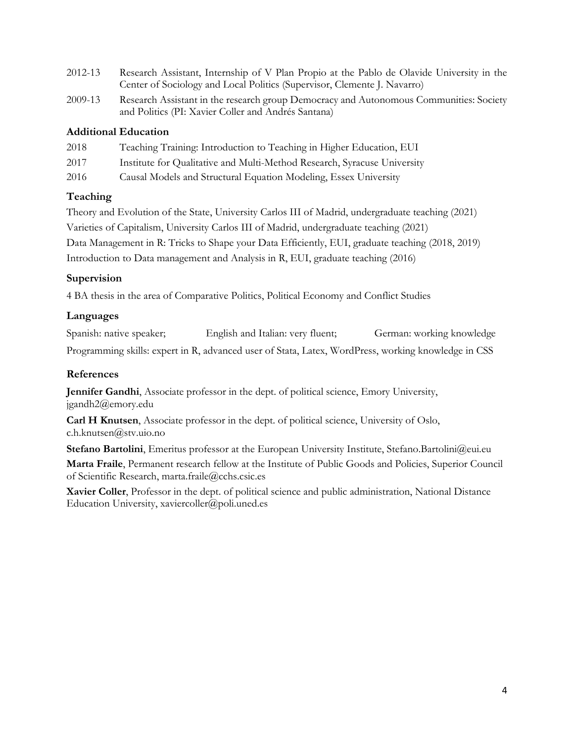2012-13 Research Assistant, Internship of V Plan Propio at the Pablo de Olavide University in the Center of Sociology and Local Politics (Supervisor, Clemente J. Navarro)

2009-13 Research Assistant in the research group Democracy and Autonomous Communities: Society and Politics (PI: Xavier Coller and Andrés Santana)

### Additional Education

2018 Teaching Training: Introduction to Teaching in Higher Education, EUI

2017 Institute for Qualitative and Multi-Method Research, Syracuse University

2016 Causal Models and Structural Equation Modeling, Essex University

### Teaching

Theory and Evolution of the State, University Carlos III of Madrid, undergraduate teaching (2021)

Varieties of Capitalism, University Carlos III of Madrid, undergraduate teaching (2021)

Data Management in R: Tricks to Shape your Data Efficiently, EUI, graduate teaching (2018, 2019)

Introduction to Data management and Analysis in R, EUI, graduate teaching (2016)

### Supervision

4 BA thesis in the area of Comparative Politics, Political Economy and Conflict Studies

### Languages

Spanish: native speaker; English and Italian: very fluent; German: working knowledge

Programming skills: expert in R, advanced user of Stata, Latex, WordPress, working knowledge in CSS

### References

**Jennifer Gandhi**, Associate professor in the dept. of political science, Emory University, jgandh2@emory.edu

**Carl H Knutsen**, Associate professor in the dept. of political science, University of Oslo, c.h.knutsen@stv.uio.no

**Stefano Bartolini**, Emeritus professor at the European University Institute, Stefano.Bartolini@eui.eu

**Marta Fraile**, Permanent research fellow at the Institute of Public Goods and Policies, Superior Council of Scientific Research, marta.fraile@cchs.csic.es

**Xavier Coller**, Professor in the dept. of political science and public administration, National Distance Education University, xaviercoller@poli.uned.es